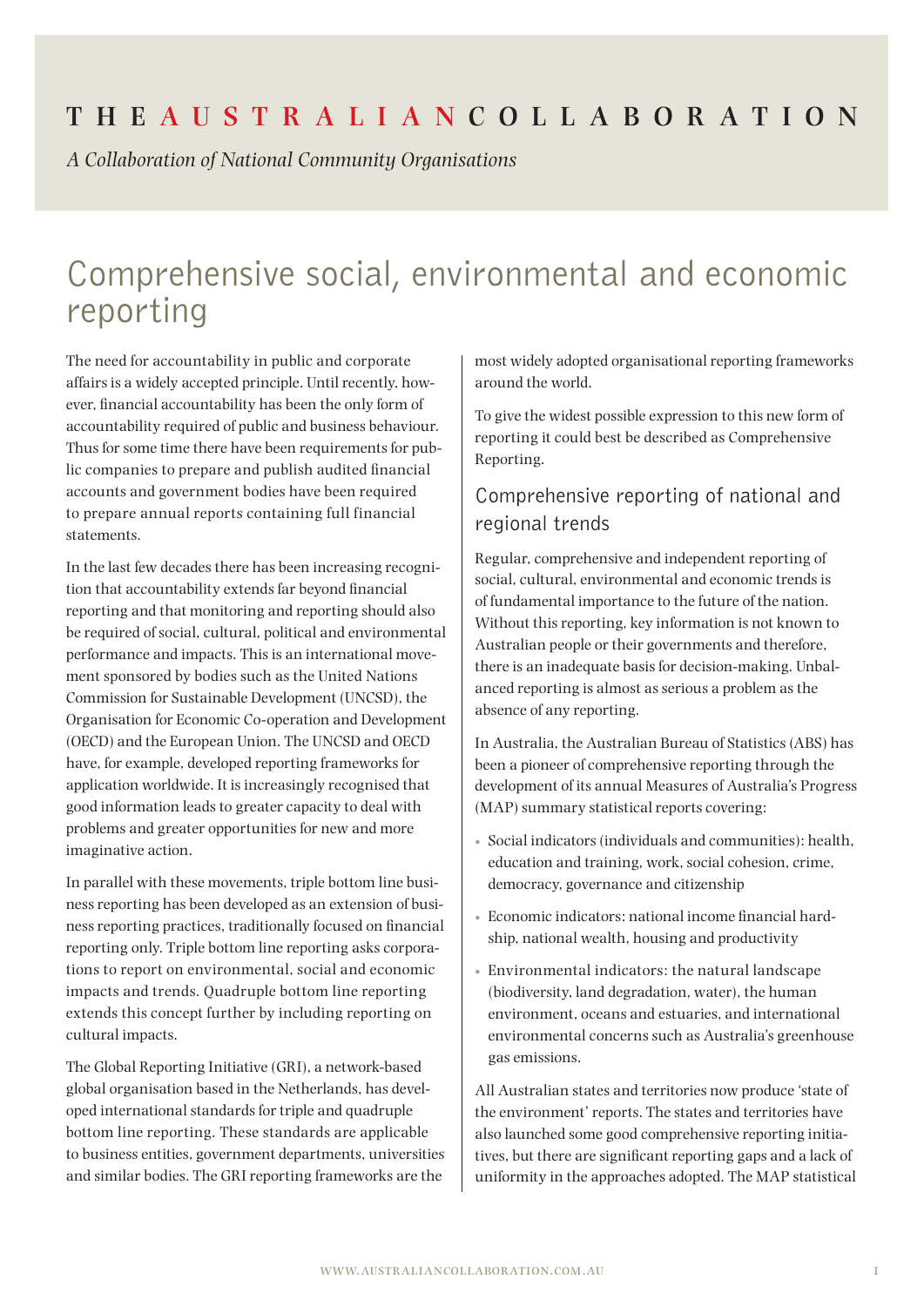# THE AUSTRALIAN COLLABORATION

*A Collaboration of National Community Organisations*

# Comprehensive social, environmental and economic reporting

The need for accountability in public and corporate affairs is a widely accepted principle. Until recently, however, financial accountability has been the only form of accountability required of public and business behaviour. Thus for some time there have been requirements for public companies to prepare and publish audited financial accounts and government bodies have been required to prepare annual reports containing full financial statements.

In the last few decades there has been increasing recognition that accountability extends far beyond financial reporting and that monitoring and reporting should also be required of social, cultural, political and environmental performance and impacts. This is an international movement sponsored by bodies such as the United Nations Commission for Sustainable Development (UNCSD), the Organisation for Economic Co-operation and Development (OECD) and the European Union. The UNCSD and OECD have, for example, developed reporting frameworks for application worldwide. It is increasingly recognised that good information leads to greater capacity to deal with problems and greater opportunities for new and more imaginative action.

In parallel with these movements, triple bottom line business reporting has been developed as an extension of business reporting practices, traditionally focused on financial reporting only. Triple bottom line reporting asks corporations to report on environmental, social and economic impacts and trends. Quadruple bottom line reporting extends this concept further by including reporting on cultural impacts.

The Global Reporting Initiative (GRI), a network-based global organisation based in the Netherlands, has developed international standards for triple and quadruple bottom line reporting. These standards are applicable to business entities, government departments, universities and similar bodies. The GRI reporting frameworks are the most widely adopted organisational reporting frameworks around the world.

To give the widest possible expression to this new form of reporting it could best be described as Comprehensive Reporting.

## Comprehensive reporting of national and regional trends

Regular, comprehensive and independent reporting of social, cultural, environmental and economic trends is of fundamental importance to the future of the nation. Without this reporting, key information is not known to Australian people or their governments and therefore, there is an inadequate basis for decision-making. Unbalanced reporting is almost as serious a problem as the absence of any reporting.

In Australia, the Australian Bureau of Statistics (ABS) has been a pioneer of comprehensive reporting through the development of its annual Measures of Australia's Progress (MAP) summary statistical reports covering:

- Social indicators (individuals and communities): health, education and training, work, social cohesion, crime, democracy, governance and citizenship
- Economic indicators: national income financial hardship, national wealth, housing and productivity
- Environmental indicators: the natural landscape (biodiversity, land degradation, water), the human environment, oceans and estuaries, and international environmental concerns such as Australia's greenhouse gas emissions.

All Australian states and territories now produce 'state of the environment' reports. The states and territories have also launched some good comprehensive reporting initiatives, but there are significant reporting gaps and a lack of uniformity in the approaches adopted. The MAP statistical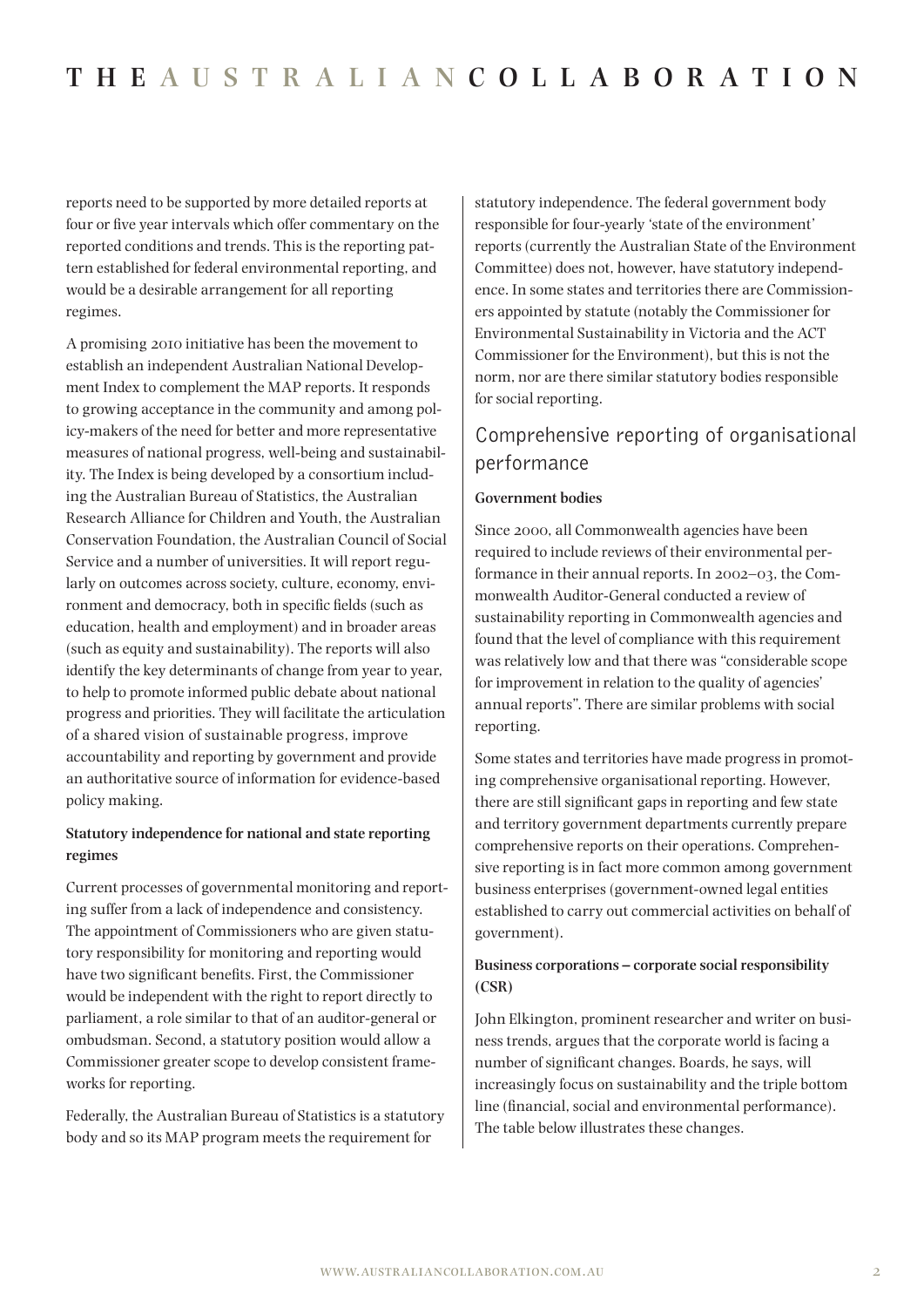reports need to be supported by more detailed reports at four or five year intervals which offer commentary on the reported conditions and trends. This is the reporting pattern established for federal environmental reporting, and would be a desirable arrangement for all reporting regimes.

A promising 2010 initiative has been the movement to establish an independent Australian National Development Index to complement the MAP reports. It responds to growing acceptance in the community and among policy-makers of the need for better and more representative measures of national progress, well-being and sustainability. The Index is being developed by a consortium including the Australian Bureau of Statistics, the Australian Research Alliance for Children and Youth, the Australian Conservation Foundation, the Australian Council of Social Service and a number of universities. It will report regularly on outcomes across society, culture, economy, environment and democracy, both in specific fields (such as education, health and employment) and in broader areas (such as equity and sustainability). The reports will also identify the key determinants of change from year to year, to help to promote informed public debate about national progress and priorities. They will facilitate the articulation of a shared vision of sustainable progress, improve accountability and reporting by government and provide an authoritative source of information for evidence-based policy making.

**Statutory independence for national and state reporting regimes**

Current processes of governmental monitoring and reporting suffer from a lack of independence and consistency. The appointment of Commissioners who are given statutory responsibility for monitoring and reporting would have two significant benefits. First, the Commissioner would be independent with the right to report directly to parliament, a role similar to that of an auditor-general or ombudsman. Second, a statutory position would allow a Commissioner greater scope to develop consistent frameworks for reporting.

Federally, the Australian Bureau of Statistics is a statutory body and so its MAP program meets the requirement for statutory independence. The federal government body responsible for four-yearly 'state of the environment' reports (currently the Australian State of the Environment Committee) does not, however, have statutory independence. In some states and territories there are Commissioners appointed by statute (notably the Commissioner for Environmental Sustainability in Victoria and the ACT Commissioner for the Environment), but this is not the norm, nor are there similar statutory bodies responsible for social reporting.

## Comprehensive reporting of organisational performance

**Government bodies**

Since 2000, all Commonwealth agencies have been required to include reviews of their environmental performance in their annual reports. In 2002–03, the Commonwealth Auditor-General conducted a review of sustainability reporting in Commonwealth agencies and found that the level of compliance with this requirement was relatively low and that there was "considerable scope for improvement in relation to the quality of agencies' annual reports". There are similar problems with social reporting.

Some states and territories have made progress in promoting comprehensive organisational reporting. However, there are still significant gaps in reporting and few state and territory government departments currently prepare comprehensive reports on their operations. Comprehensive reporting is in fact more common among government business enterprises (government-owned legal entities established to carry out commercial activities on behalf of government).

**Business corporations – corporate social responsibility (CSR)**

John Elkington, prominent researcher and writer on business trends, argues that the corporate world is facing a number of significant changes. Boards, he says, will increasingly focus on sustainability and the triple bottom line (financial, social and environmental performance). The table below illustrates these changes.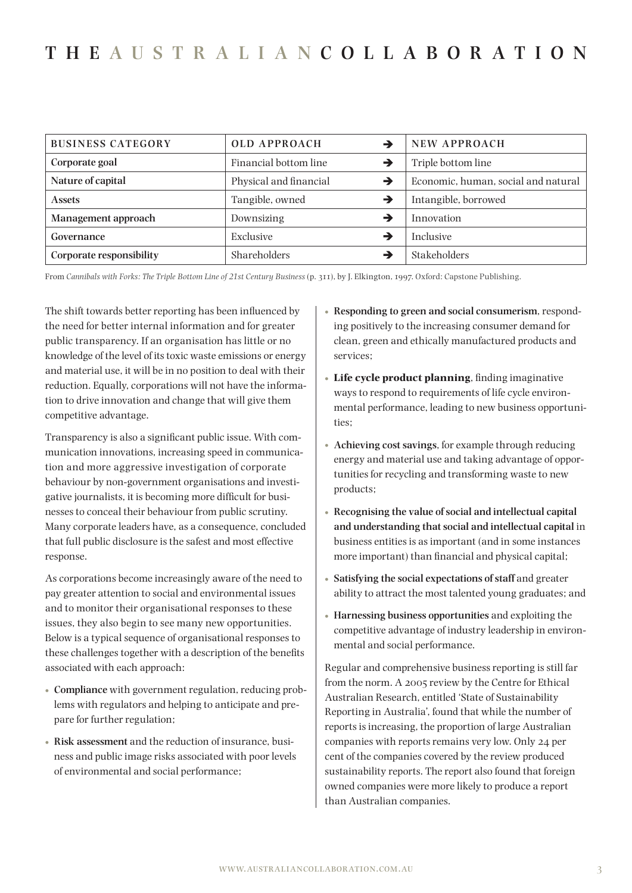| BUSINESS CATEGORY | OLD APPROACH | → | NEW APPROACH |
|---|---|---|---|
| **Corporate goal** | Financial bottom line | → | Triple bottom line |
| **Nature of capital** | Physical and financial | → | Economic, human, social and natural |
| **Assets** | Tangible, owned | → | Intangible, borrowed |
| **Management approach** | Downsizing | → | Innovation |
| **Governance** | Exclusive | → | Inclusive |
| **Corporate responsibility** | Shareholders | → | Stakeholders |

From *Cannibals with Forks: The Triple Bottom Line of 21st Century Business* (p. 311), by J. Elkington, 1997. Oxford: Capstone Publishing.

The shift towards better reporting has been influenced by the need for better internal information and for greater public transparency. If an organisation has little or no knowledge of the level of its toxic waste emissions or energy and material use, it will be in no position to deal with their reduction. Equally, corporations will not have the information to drive innovation and change that will give them competitive advantage.

Transparency is also a significant public issue. With communication innovations, increasing speed in communication and more aggressive investigation of corporate behaviour by non-government organisations and investigative journalists, it is becoming more difficult for businesses to conceal their behaviour from public scrutiny. Many corporate leaders have, as a consequence, concluded that full public disclosure is the safest and most effective response.

As corporations become increasingly aware of the need to pay greater attention to social and environmental issues and to monitor their organisational responses to these issues, they also begin to see many new opportunities. Below is a typical sequence of organisational responses to these challenges together with a description of the benefits associated with each approach:

- **Compliance** with government regulation, reducing problems with regulators and helping to anticipate and prepare for further regulation;
- **Risk assessment** and the reduction of insurance, business and public image risks associated with poor levels of environmental and social performance;
- **Responding to green and social consumerism**, responding positively to the increasing consumer demand for clean, green and ethically manufactured products and services;
- **Life cycle product planning**, finding imaginative ways to respond to requirements of life cycle environmental performance, leading to new business opportunities;
- **Achieving cost savings**, for example through reducing energy and material use and taking advantage of opportunities for recycling and transforming waste to new products;
- **Recognising the value of social and intellectual capital and understanding that social and intellectual capital** in business entities is as important (and in some instances more important) than financial and physical capital;
- **Satisfying the social expectations of staff** and greater ability to attract the most talented young graduates; and
- **Harnessing business opportunities** and exploiting the competitive advantage of industry leadership in environmental and social performance.

Regular and comprehensive business reporting is still far from the norm. A 2005 review by the Centre for Ethical Australian Research, entitled 'State of Sustainability Reporting in Australia', found that while the number of reports is increasing, the proportion of large Australian companies with reports remains very low. Only 24 per cent of the companies covered by the review produced sustainability reports. The report also found that foreign owned companies were more likely to produce a report than Australian companies.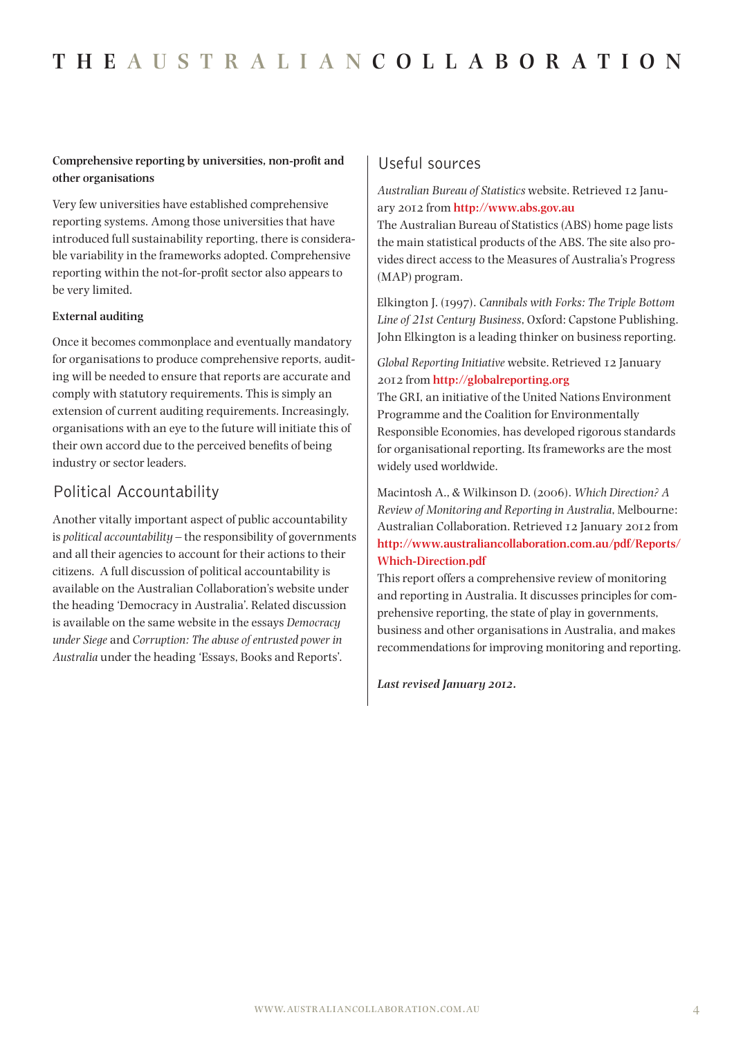**Comprehensive reporting by universities, non-profit and other organisations**

Very few universities have established comprehensive reporting systems. Among those universities that have introduced full sustainability reporting, there is considerable variability in the frameworks adopted. Comprehensive reporting within the not-for-profit sector also appears to be very limited.

**External auditing**

Once it becomes commonplace and eventually mandatory for organisations to produce comprehensive reports, auditing will be needed to ensure that reports are accurate and comply with statutory requirements. This is simply an extension of current auditing requirements. Increasingly, organisations with an eye to the future will initiate this of their own accord due to the perceived benefits of being industry or sector leaders.

## Political Accountability

Another vitally important aspect of public accountability is *political accountability* – the responsibility of governments and all their agencies to account for their actions to their citizens. A full discussion of political accountability is available on the Australian Collaboration's website under the heading 'Democracy in Australia'. Related discussion is available on the same website in the essays *Democracy under Siege* and *Corruption: The abuse of entrusted power in Australia* under the heading 'Essays, Books and Reports'.

## Useful sources

*Australian Bureau of Statistics* website. Retrieved 12 January 2012 from **http://www.abs.gov.au**
The Australian Bureau of Statistics (ABS) home page lists the main statistical products of the ABS. The site also provides direct access to the Measures of Australia's Progress (MAP) program.

Elkington J. (1997). *Cannibals with Forks: The Triple Bottom Line of 21st Century Business*, Oxford: Capstone Publishing. John Elkington is a leading thinker on business reporting.

*Global Reporting Initiative* website. Retrieved 12 January 2012 from **http://globalreporting.org**
The GRI, an initiative of the United Nations Environment Programme and the Coalition for Environmentally Responsible Economies, has developed rigorous standards for organisational reporting. Its frameworks are the most widely used worldwide.

Macintosh A., & Wilkinson D. (2006). *Which Direction? A Review of Monitoring and Reporting in Australia*, Melbourne: Australian Collaboration. Retrieved 12 January 2012 from **http://www.australiancollaboration.com.au/pdf/Reports/Which-Direction.pdf**
This report offers a comprehensive review of monitoring and reporting in Australia. It discusses principles for comprehensive reporting, the state of play in governments, business and other organisations in Australia, and makes recommendations for improving monitoring and reporting.

***Last revised January 2012.***